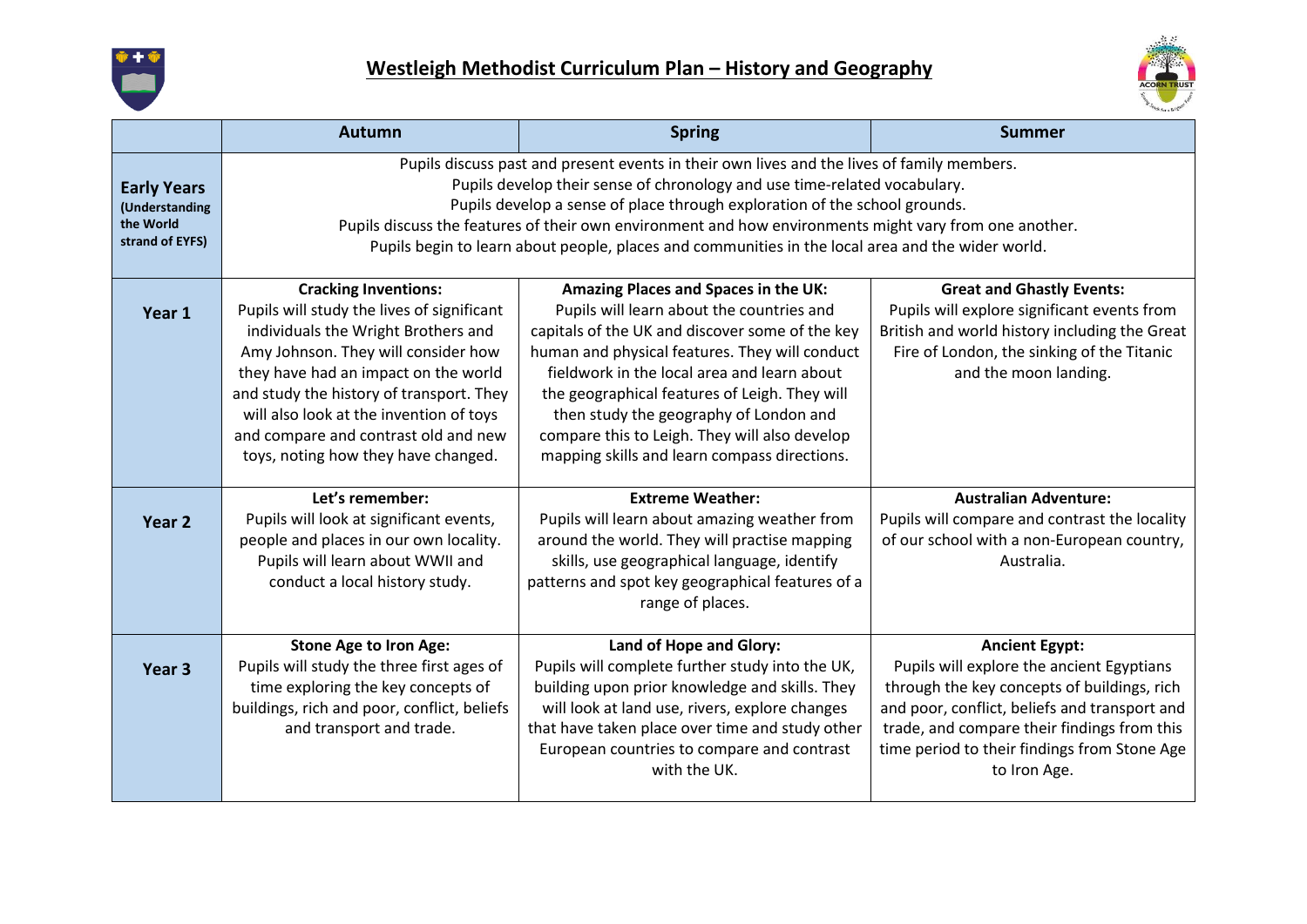# Westleigh Methodist Curriculum Plan – History and Geography

| | Autumn | Spring | Summer |
|---|---|---|---|
| **Early Years** **(Understanding the World strand of EYFS)** | Pupils discuss past and present events in their own lives and the lives of family members. Pupils develop their sense of chronology and use time-related vocabulary. Pupils develop a sense of place through exploration of the school grounds. Pupils discuss the features of their own environment and how environments might vary from one another. Pupils begin to learn about people, places and communities in the local area and the wider world. | | |
| **Year 1** | **Cracking Inventions:** Pupils will study the lives of significant individuals the Wright Brothers and Amy Johnson. They will consider how they have had an impact on the world and study the history of transport. They will also look at the invention of toys and compare and contrast old and new toys, noting how they have changed. | **Amazing Places and Spaces in the UK:** Pupils will learn about the countries and capitals of the UK and discover some of the key human and physical features. They will conduct fieldwork in the local area and learn about the geographical features of Leigh. They will then study the geography of London and compare this to Leigh. They will also develop mapping skills and learn compass directions. | **Great and Ghastly Events:** Pupils will explore significant events from British and world history including the Great Fire of London, the sinking of the Titanic and the moon landing. |
| **Year 2** | **Let's remember:** Pupils will look at significant events, people and places in our own locality. Pupils will learn about WWII and conduct a local history study. | **Extreme Weather:** Pupils will learn about amazing weather from around the world. They will practise mapping skills, use geographical language, identify patterns and spot key geographical features of a range of places. | **Australian Adventure:** Pupils will compare and contrast the locality of our school with a non-European country, Australia. |
| **Year 3** | **Stone Age to Iron Age:** Pupils will study the three first ages of time exploring the key concepts of buildings, rich and poor, conflict, beliefs and transport and trade. | **Land of Hope and Glory:** Pupils will complete further study into the UK, building upon prior knowledge and skills. They will look at land use, rivers, explore changes that have taken place over time and study other European countries to compare and contrast with the UK. | **Ancient Egypt:** Pupils will explore the ancient Egyptians through the key concepts of buildings, rich and poor, conflict, beliefs and transport and trade, and compare their findings from this time period to their findings from Stone Age to Iron Age. |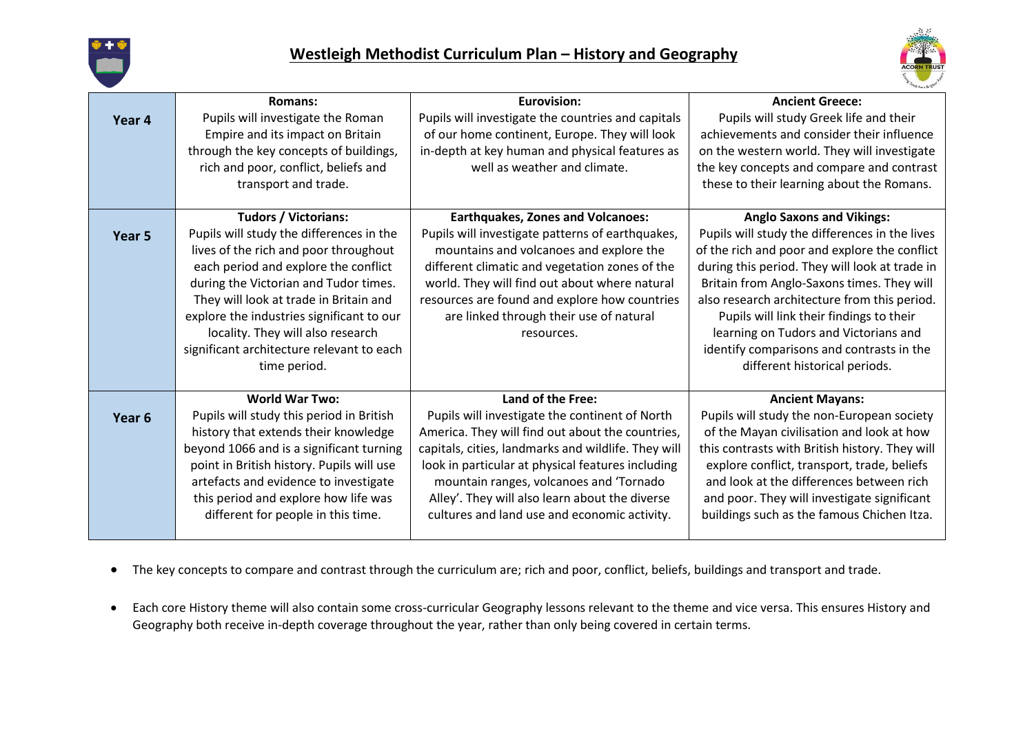# Westleigh Methodist Curriculum Plan – History and Geography

| | | | |
|---|---|---|---|
| **Year 4** | **Romans:** Pupils will investigate the Roman Empire and its impact on Britain through the key concepts of buildings, rich and poor, conflict, beliefs and transport and trade. | **Eurovision:** Pupils will investigate the countries and capitals of our home continent, Europe. They will look in-depth at key human and physical features as well as weather and climate. | **Ancient Greece:** Pupils will study Greek life and their achievements and consider their influence on the western world. They will investigate the key concepts and compare and contrast these to their learning about the Romans. |
| **Year 5** | **Tudors / Victorians:** Pupils will study the differences in the lives of the rich and poor throughout each period and explore the conflict during the Victorian and Tudor times. They will look at trade in Britain and explore the industries significant to our locality. They will also research significant architecture relevant to each time period. | **Earthquakes, Zones and Volcanoes:** Pupils will investigate patterns of earthquakes, mountains and volcanoes and explore the different climatic and vegetation zones of the world. They will find out about where natural resources are found and explore how countries are linked through their use of natural resources. | **Anglo Saxons and Vikings:** Pupils will study the differences in the lives of the rich and poor and explore the conflict during this period. They will look at trade in Britain from Anglo-Saxons times. They will also research architecture from this period. Pupils will link their findings to their learning on Tudors and Victorians and identify comparisons and contrasts in the different historical periods. |
| **Year 6** | **World War Two:** Pupils will study this period in British history that extends their knowledge beyond 1066 and is a significant turning point in British history. Pupils will use artefacts and evidence to investigate this period and explore how life was different for people in this time. | **Land of the Free:** Pupils will investigate the continent of North America. They will find out about the countries, capitals, cities, landmarks and wildlife. They will look in particular at physical features including mountain ranges, volcanoes and 'Tornado Alley'. They will also learn about the diverse cultures and land use and economic activity. | **Ancient Mayans:** Pupils will study the non-European society of the Mayan civilisation and look at how this contrasts with British history. They will explore conflict, transport, trade, beliefs and look at the differences between rich and poor. They will investigate significant buildings such as the famous Chichen Itza. |

- The key concepts to compare and contrast through the curriculum are; rich and poor, conflict, beliefs, buildings and transport and trade.
- Each core History theme will also contain some cross-curricular Geography lessons relevant to the theme and vice versa. This ensures History and Geography both receive in-depth coverage throughout the year, rather than only being covered in certain terms.